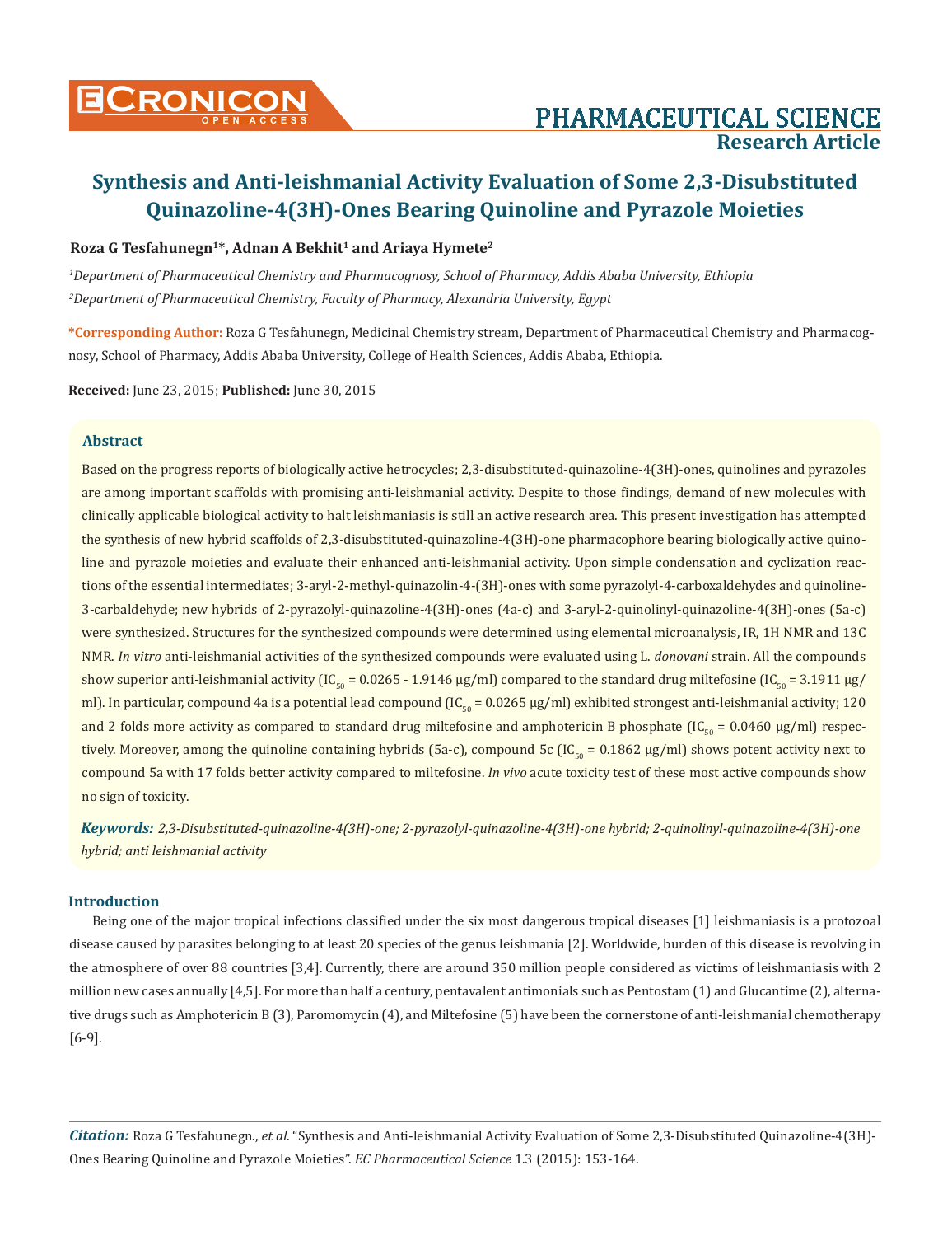# Synthesis and Anti-leishmanial Activity Evaluation of Some 2,3-Disubstituted Quinazoline-4(3H)-Ones Bearing Quinoline and Pyrazole Moieties

**Roza G Tesfahunegn[1]\*, Adnan A Bekhit[1] and Ariaya Hymete[2]**

*[1]Department of Pharmaceutical Chemistry and Pharmacognosy, School of Pharmacy, Addis Ababa University, Ethiopia*

*[2]Department of Pharmaceutical Chemistry, Faculty of Pharmacy, Alexandria University, Egypt*

**\*Corresponding Author:** Roza G Tesfahunegn, Medicinal Chemistry stream, Department of Pharmaceutical Chemistry and Pharmacognosy, School of Pharmacy, Addis Ababa University, College of Health Sciences, Addis Ababa, Ethiopia.

**Received:** June 23, 2015; **Published:** June 30, 2015

## Abstract

Based on the progress reports of biologically active hetrocycles; 2,3-disubstituted-quinazoline-4(3H)-ones, quinolines and pyrazoles are among important scaffolds with promising anti-leishmanial activity. Despite to those findings, demand of new molecules with clinically applicable biological activity to halt leishmaniasis is still an active research area. This present investigation has attempted the synthesis of new hybrid scaffolds of 2,3-disubstituted-quinazoline-4(3H)-one pharmacophore bearing biologically active quinoline and pyrazole moieties and evaluate their enhanced anti-leishmanial activity. Upon simple condensation and cyclization reactions of the essential intermediates; 3-aryl-2-methyl-quinazolin-4-(3H)-ones with some pyrazolyl-4-carboxaldehydes and quinoline-3-carbaldehyde; new hybrids of 2-pyrazolyl-quinazoline-4(3H)-ones (4a-c) and 3-aryl-2-quinolinyl-quinazoline-4(3H)-ones (5a-c) were synthesized. Structures for the synthesized compounds were determined using elemental microanalysis, IR, 1H NMR and 13C NMR. *In vitro* anti-leishmanial activities of the synthesized compounds were evaluated using L. *donovani* strain. All the compounds show superior anti-leishmanial activity ($IC_{50}$ = 0.0265 - 1.9146 μg/ml) compared to the standard drug miltefosine ($IC_{50}$ = 3.1911 μg/ml). In particular, compound 4a is a potential lead compound ($IC_{50}$ = 0.0265 μg/ml) exhibited strongest anti-leishmanial activity; 120 and 2 folds more activity as compared to standard drug miltefosine and amphotericin B phosphate ($IC_{50}$ = 0.0460 μg/ml) respectively. Moreover, among the quinoline containing hybrids (5a-c), compound 5c ($IC_{50}$ = 0.1862 μg/ml) shows potent activity next to compound 5a with 17 folds better activity compared to miltefosine. *In vivo* acute toxicity test of these most active compounds show no sign of toxicity.

***Keywords:*** *2,3-Disubstituted-quinazoline-4(3H)-one; 2-pyrazolyl-quinazoline-4(3H)-one hybrid; 2-quinolinyl-quinazoline-4(3H)-one hybrid; anti leishmanial activity*

## Introduction

Being one of the major tropical infections classified under the six most dangerous tropical diseases [1] leishmaniasis is a protozoal disease caused by parasites belonging to at least 20 species of the genus leishmania [2]. Worldwide, burden of this disease is revolving in the atmosphere of over 88 countries [3,4]. Currently, there are around 350 million people considered as victims of leishmaniasis with 2 million new cases annually [4,5]. For more than half a century, pentavalent antimonials such as Pentostam (1) and Glucantime (2), alternative drugs such as Amphotericin B (3), Paromomycin (4), and Miltefosine (5) have been the cornerstone of anti-leishmanial chemotherapy [6-9].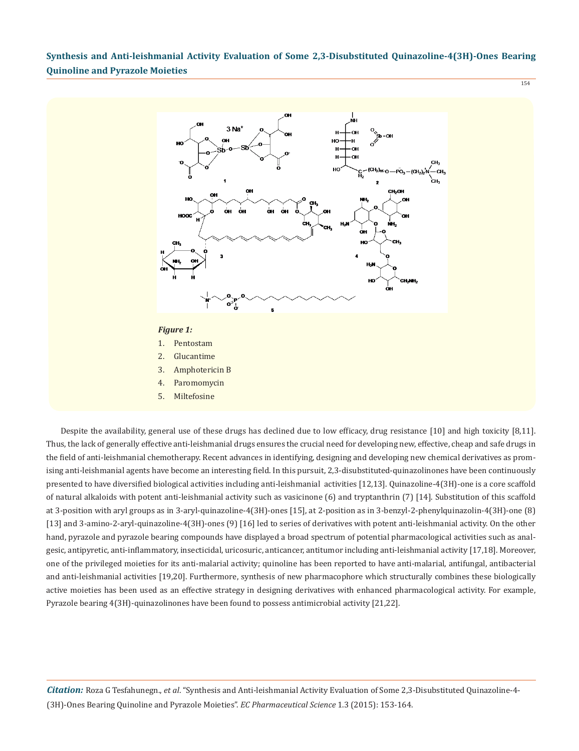*Figure 1:*

1. Pentostam
2. Glucantime
3. Amphotericin B
4. Paromomycin
5. Miltefosine

Despite the availability, general use of these drugs has declined due to low efficacy, drug resistance [10] and high toxicity [8,11]. Thus, the lack of generally effective anti-leishmanial drugs ensures the crucial need for developing new, effective, cheap and safe drugs in the field of anti-leishmanial chemotherapy. Recent advances in identifying, designing and developing new chemical derivatives as promising anti-leishmanial agents have become an interesting field. In this pursuit, 2,3-disubstituted-quinazolinones have been continuously presented to have diversified biological activities including anti-leishmanial activities [12,13]. Quinazoline-4(3H)-one is a core scaffold of natural alkaloids with potent anti-leishmanial activity such as vasicinone (6) and tryptanthrin (7) [14]. Substitution of this scaffold at 3-position with aryl groups as in 3-aryl-quinazoline-4(3H)-ones [15], at 2-position as in 3-benzyl-2-phenylquinazolin-4(3H)-one (8) [13] and 3-amino-2-aryl-quinazoline-4(3H)-ones (9) [16] led to series of derivatives with potent anti-leishmanial activity. On the other hand, pyrazole and pyrazole bearing compounds have displayed a broad spectrum of potential pharmacological activities such as analgesic, antipyretic, anti-inflammatory, insecticidal, uricosuric, anticancer, antitumor including anti-leishmanial activity [17,18]. Moreover, one of the privileged moieties for its anti-malarial activity; quinoline has been reported to have anti-malarial, antifungal, antibacterial and anti-leishmanial activities [19,20]. Furthermore, synthesis of new pharmacophore which structurally combines these biologically active moieties has been used as an effective strategy in designing derivatives with enhanced pharmacological activity. For example, Pyrazole bearing 4(3H)-quinazolinones have been found to possess antimicrobial activity [21,22].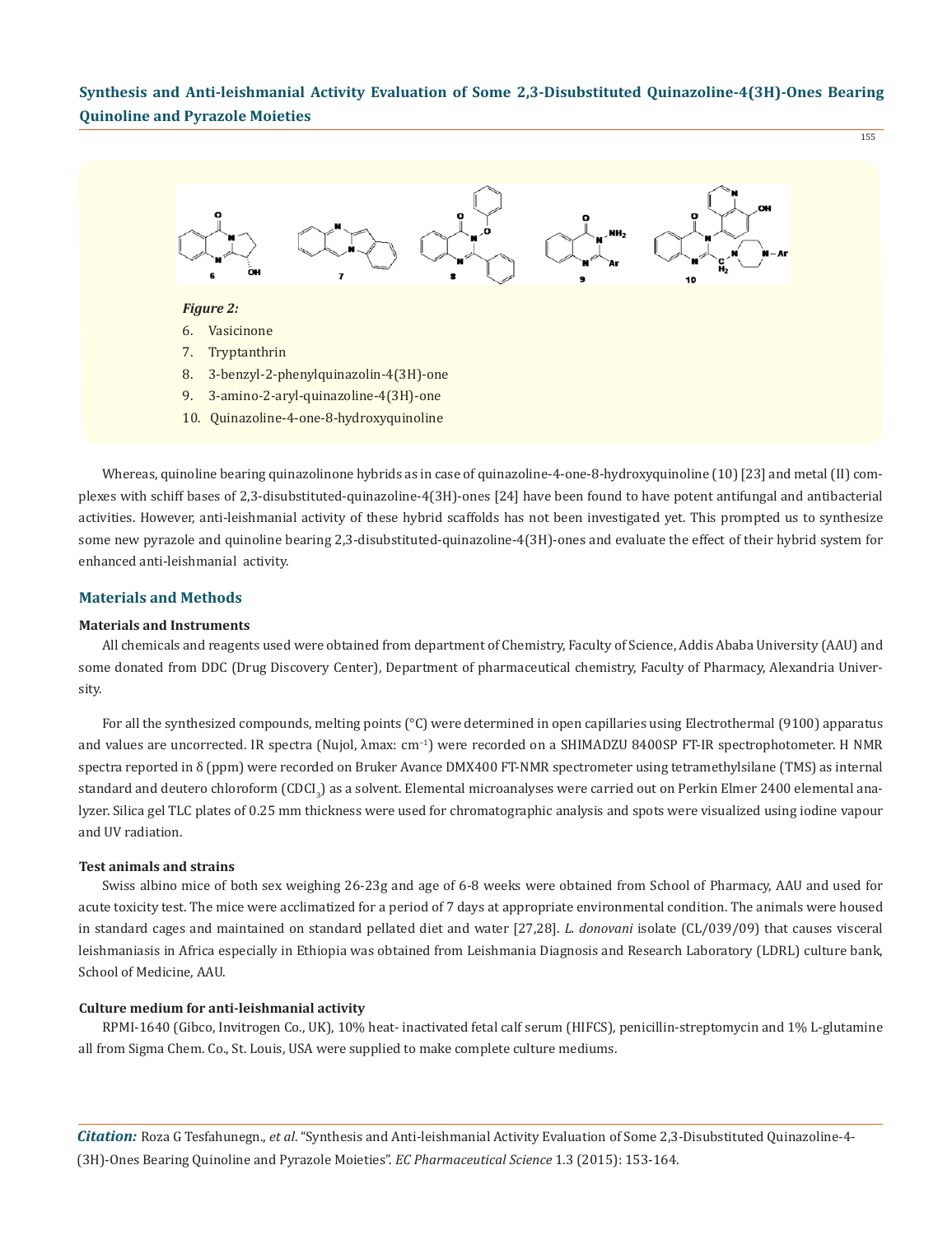*Figure 2:*

6. Vasicinone
7. Tryptanthrin
8. 3-benzyl-2-phenylquinazolin-4(3H)-one
9. 3-amino-2-aryl-quinazoline-4(3H)-one
10. Quinazoline-4-one-8-hydroxyquinoline

Whereas, quinoline bearing quinazolinone hybrids as in case of quinazoline-4-one-8-hydroxyquinoline (10) [23] and metal (II) complexes with schiff bases of 2,3-disubstituted-quinazoline-4(3H)-ones [24] have been found to have potent antifungal and antibacterial activities. However, anti-leishmanial activity of these hybrid scaffolds has not been investigated yet. This prompted us to synthesize some new pyrazole and quinoline bearing 2,3-disubstituted-quinazoline-4(3H)-ones and evaluate the effect of their hybrid system for enhanced anti-leishmanial activity.

## Materials and Methods

### Materials and Instruments

All chemicals and reagents used were obtained from department of Chemistry, Faculty of Science, Addis Ababa University (AAU) and some donated from DDC (Drug Discovery Center), Department of pharmaceutical chemistry, Faculty of Pharmacy, Alexandria University.

For all the synthesized compounds, melting points (°C) were determined in open capillaries using Electrothermal (9100) apparatus and values are uncorrected. IR spectra (Nujol, λmax: $cm^{-1}$) were recorded on a SHIMADZU 8400SP FT-IR spectrophotometer. H NMR spectra reported in δ (ppm) were recorded on Bruker Avance DMX400 FT-NMR spectrometer using tetramethylsilane (TMS) as internal standard and deutero chloroform ($CDCl_3$) as a solvent. Elemental microanalyses were carried out on Perkin Elmer 2400 elemental analyzer. Silica gel TLC plates of 0.25 mm thickness were used for chromatographic analysis and spots were visualized using iodine vapour and UV radiation.

### Test animals and strains

Swiss albino mice of both sex weighing 26-23g and age of 6-8 weeks were obtained from School of Pharmacy, AAU and used for acute toxicity test. The mice were acclimatized for a period of 7 days at appropriate environmental condition. The animals were housed in standard cages and maintained on standard pellated diet and water [27,28]. *L. donovani* isolate (CL/039/09) that causes visceral leishmaniasis in Africa especially in Ethiopia was obtained from Leishmania Diagnosis and Research Laboratory (LDRL) culture bank, School of Medicine, AAU.

### Culture medium for anti-leishmanial activity

RPMI-1640 (Gibco, Invitrogen Co., UK), 10% heat- inactivated fetal calf serum (HIFCS), penicillin-streptomycin and 1% L-glutamine all from Sigma Chem. Co., St. Louis, USA were supplied to make complete culture mediums.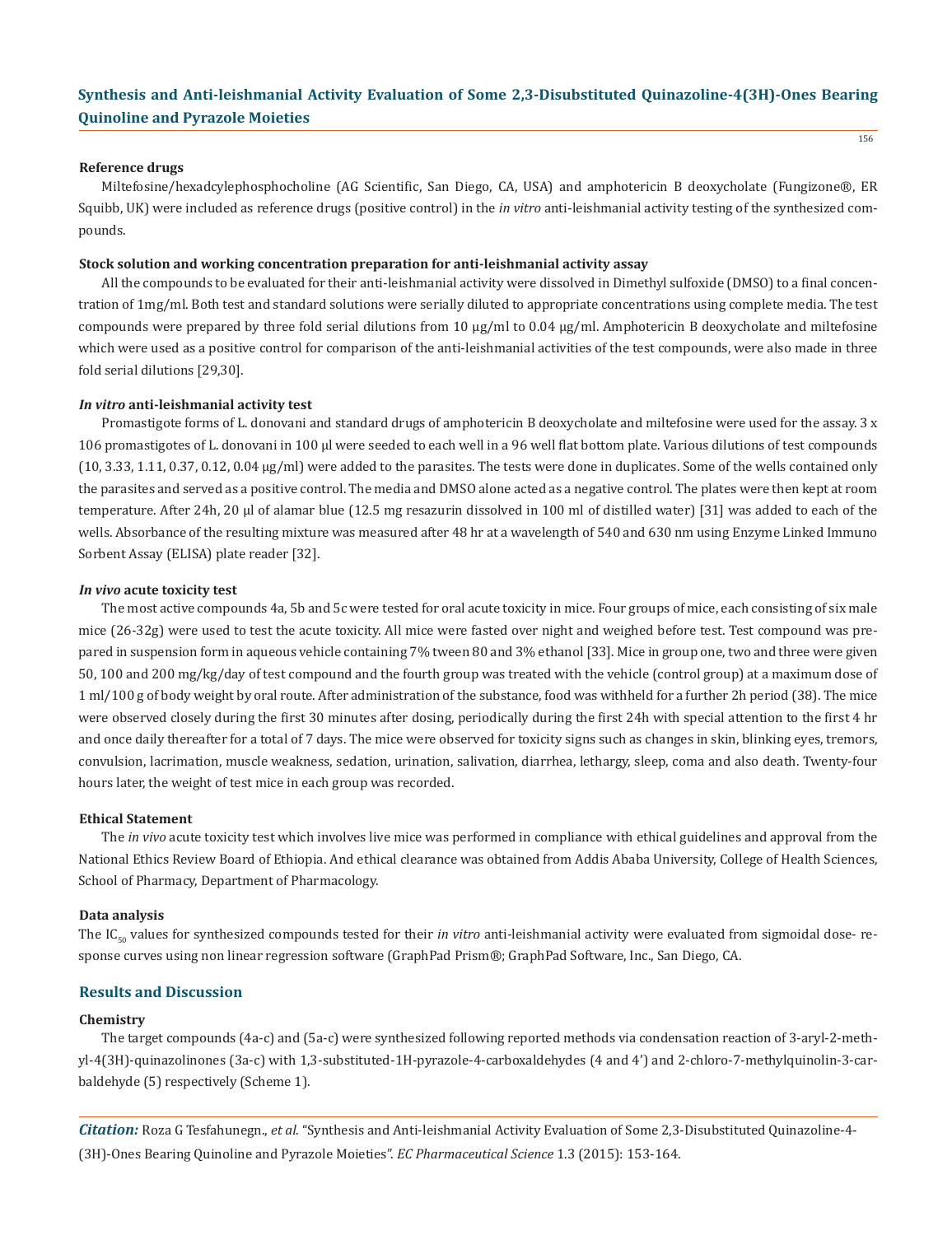### Reference drugs

Miltefosine/hexadcylephosphocholine (AG Scientific, San Diego, CA, USA) and amphotericin B deoxycholate (Fungizone®, ER Squibb, UK) were included as reference drugs (positive control) in the *in vitro* anti-leishmanial activity testing of the synthesized compounds.

### Stock solution and working concentration preparation for anti-leishmanial activity assay

All the compounds to be evaluated for their anti-leishmanial activity were dissolved in Dimethyl sulfoxide (DMSO) to a final concentration of 1mg/ml. Both test and standard solutions were serially diluted to appropriate concentrations using complete media. The test compounds were prepared by three fold serial dilutions from 10 µg/ml to 0.04 µg/ml. Amphotericin B deoxycholate and miltefosine which were used as a positive control for comparison of the anti-leishmanial activities of the test compounds, were also made in three fold serial dilutions [29,30].

### *In vitro* anti-leishmanial activity test

Promastigote forms of L. donovani and standard drugs of amphotericin B deoxycholate and miltefosine were used for the assay. 3 x 106 promastigotes of L. donovani in 100 µl were seeded to each well in a 96 well flat bottom plate. Various dilutions of test compounds (10, 3.33, 1.11, 0.37, 0.12, 0.04 µg/ml) were added to the parasites. The tests were done in duplicates. Some of the wells contained only the parasites and served as a positive control. The media and DMSO alone acted as a negative control. The plates were then kept at room temperature. After 24h, 20 µl of alamar blue (12.5 mg resazurin dissolved in 100 ml of distilled water) [31] was added to each of the wells. Absorbance of the resulting mixture was measured after 48 hr at a wavelength of 540 and 630 nm using Enzyme Linked Immuno Sorbent Assay (ELISA) plate reader [32].

### *In vivo* acute toxicity test

The most active compounds 4a, 5b and 5c were tested for oral acute toxicity in mice. Four groups of mice, each consisting of six male mice (26-32g) were used to test the acute toxicity. All mice were fasted over night and weighed before test. Test compound was prepared in suspension form in aqueous vehicle containing 7% tween 80 and 3% ethanol [33]. Mice in group one, two and three were given 50, 100 and 200 mg/kg/day of test compound and the fourth group was treated with the vehicle (control group) at a maximum dose of 1 ml/100 g of body weight by oral route. After administration of the substance, food was withheld for a further 2h period (38). The mice were observed closely during the first 30 minutes after dosing, periodically during the first 24h with special attention to the first 4 hr and once daily thereafter for a total of 7 days. The mice were observed for toxicity signs such as changes in skin, blinking eyes, tremors, convulsion, lacrimation, muscle weakness, sedation, urination, salivation, diarrhea, lethargy, sleep, coma and also death. Twenty-four hours later, the weight of test mice in each group was recorded.

### Ethical Statement

The *in vivo* acute toxicity test which involves live mice was performed in compliance with ethical guidelines and approval from the National Ethics Review Board of Ethiopia. And ethical clearance was obtained from Addis Ababa University, College of Health Sciences, School of Pharmacy, Department of Pharmacology.

### Data analysis

The $IC_{50}$ values for synthesized compounds tested for their *in vitro* anti-leishmanial activity were evaluated from sigmoidal dose- response curves using non linear regression software (GraphPad Prism®; GraphPad Software, Inc., San Diego, CA.

## Results and Discussion

### Chemistry

The target compounds (4a-c) and (5a-c) were synthesized following reported methods via condensation reaction of 3-aryl-2-methyl-4(3H)-quinazolinones (3a-c) with 1,3-substituted-1H-pyrazole-4-carboxaldehydes (4 and 4') and 2-chloro-7-methylquinolin-3-carbaldehyde (5) respectively (Scheme 1).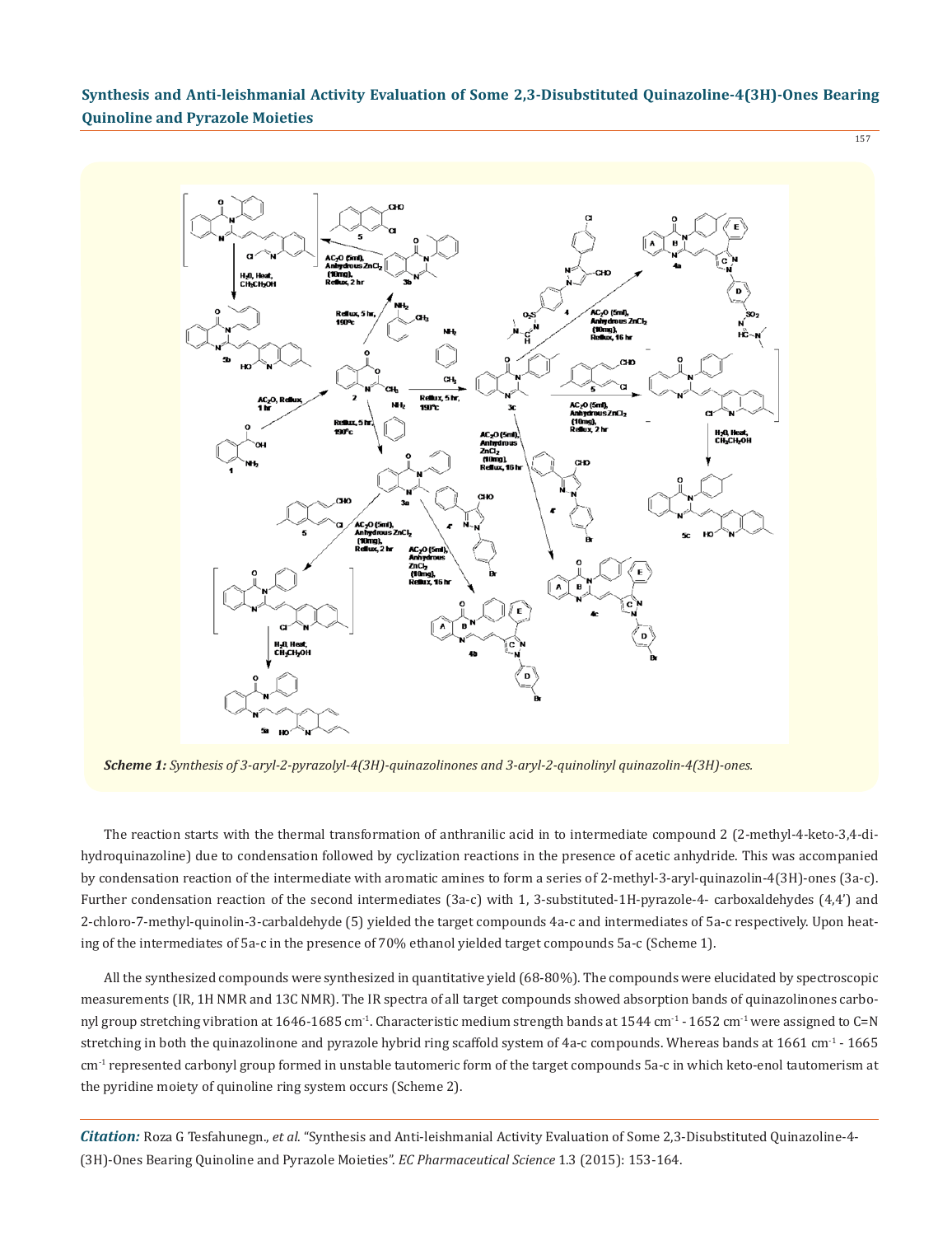*Scheme 1: Synthesis of 3-aryl-2-pyrazolyl-4(3H)-quinazolinones and 3-aryl-2-quinolinyl quinazolin-4(3H)-ones.*

The reaction starts with the thermal transformation of anthranilic acid in to intermediate compound 2 (2-methyl-4-keto-3,4-dihydroquinazoline) due to condensation followed by cyclization reactions in the presence of acetic anhydride. This was accompanied by condensation reaction of the intermediate with aromatic amines to form a series of 2-methyl-3-aryl-quinazolin-4(3H)-ones (3a-c). Further condensation reaction of the second intermediates (3a-c) with 1, 3-substituted-1H-pyrazole-4- carboxaldehydes (4,4') and 2-chloro-7-methyl-quinolin-3-carbaldehyde (5) yielded the target compounds 4a-c and intermediates of 5a-c respectively. Upon heating of the intermediates of 5a-c in the presence of 70% ethanol yielded target compounds 5a-c (Scheme 1).

All the synthesized compounds were synthesized in quantitative yield (68-80%). The compounds were elucidated by spectroscopic measurements (IR, 1H NMR and 13C NMR). The IR spectra of all target compounds showed absorption bands of quinazolinones carbonyl group stretching vibration at 1646-1685 $cm^{-1}$. Characteristic medium strength bands at 1544 $cm^{-1}$ - 1652 $cm^{-1}$ were assigned to C=N stretching in both the quinazolinone and pyrazole hybrid ring scaffold system of 4a-c compounds. Whereas bands at 1661 $cm^{-1}$ - 1665 $cm^{-1}$ represented carbonyl group formed in unstable tautomeric form of the target compounds 5a-c in which keto-enol tautomerism at the pyridine moiety of quinoline ring system occurs (Scheme 2).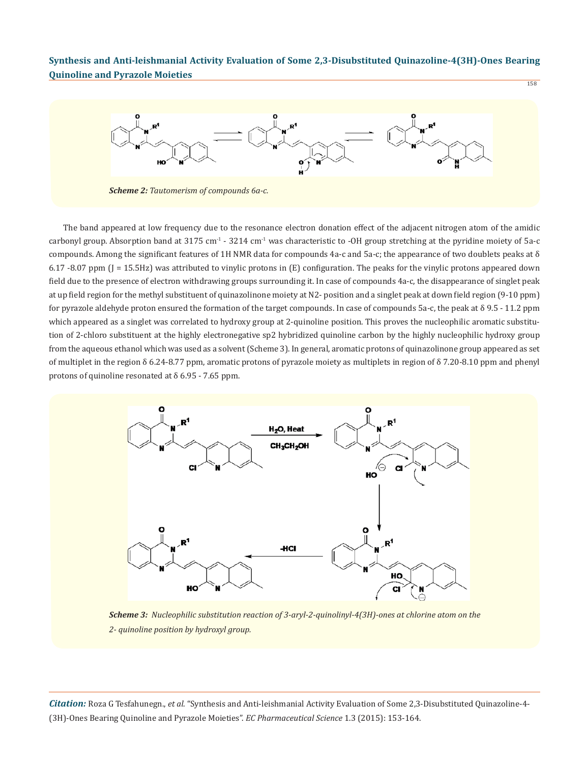*Scheme 2: Tautomerism of compounds 6a-c.*

The band appeared at low frequency due to the resonance electron donation effect of the adjacent nitrogen atom of the amidic carbonyl group. Absorption band at 3175 $cm^{-1}$ - 3214 $cm^{-1}$ was characteristic to -OH group stretching at the pyridine moiety of 5a-c compounds. Among the significant features of 1H NMR data for compounds 4a-c and 5a-c; the appearance of two doublets peaks at δ 6.17 -8.07 ppm (J = 15.5Hz) was attributed to vinylic protons in (E) configuration. The peaks for the vinylic protons appeared down field due to the presence of electron withdrawing groups surrounding it. In case of compounds 4a-c, the disappearance of singlet peak at up field region for the methyl substituent of quinazolinone moiety at N2- position and a singlet peak at down field region (9-10 ppm) for pyrazole aldehyde proton ensured the formation of the target compounds. In case of compounds 5a-c, the peak at δ 9.5 - 11.2 ppm which appeared as a singlet was correlated to hydroxy group at 2-quinoline position. This proves the nucleophilic aromatic substitution of 2-chloro substituent at the highly electronegative sp2 hybridized quinoline carbon by the highly nucleophilic hydroxy group from the aqueous ethanol which was used as a solvent (Scheme 3). In general, aromatic protons of quinazolinone group appeared as set of multiplet in the region δ 6.24-8.77 ppm, aromatic protons of pyrazole moiety as multiplets in region of δ 7.20-8.10 ppm and phenyl protons of quinoline resonated at δ 6.95 - 7.65 ppm.

*Scheme 3: Nucleophilic substitution reaction of 3-aryl-2-quinolinyl-4(3H)-ones at chlorine atom on the 2- quinoline position by hydroxyl group.*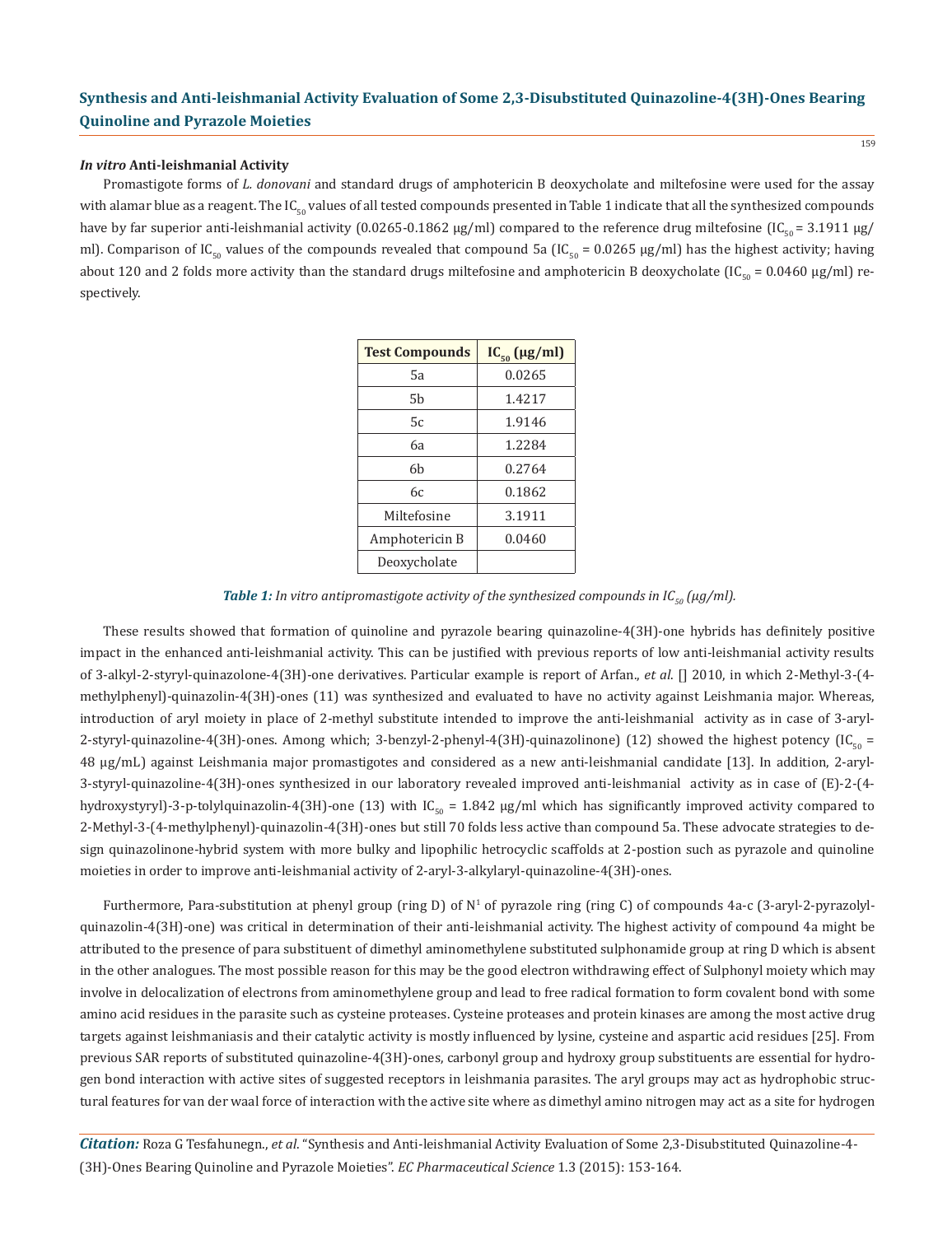### *In vitro* Anti-leishmanial Activity

Promastigote forms of *L. donovani* and standard drugs of amphotericin B deoxycholate and miltefosine were used for the assay with alamar blue as a reagent. The $IC_{50}$ values of all tested compounds presented in Table 1 indicate that all the synthesized compounds have by far superior anti-leishmanial activity (0.0265-0.1862 μg/ml) compared to the reference drug miltefosine ($IC_{50}$ = 3.1911 μg/ml). Comparison of $IC_{50}$ values of the compounds revealed that compound 5a ($IC_{50}$ = 0.0265 μg/ml) has the highest activity; having about 120 and 2 folds more activity than the standard drugs miltefosine and amphotericin B deoxycholate ($IC_{50}$ = 0.0460 μg/ml) respectively.

| Test Compounds | $IC_{50}$ (μg/ml) |
|---|---|
| 5a | 0.0265 |
| 5b | 1.4217 |
| 5c | 1.9146 |
| 6a | 1.2284 |
| 6b | 0.2764 |
| 6c | 0.1862 |
| Miltefosine | 3.1911 |
| Amphotericin B Deoxycholate | 0.0460 |

***Table 1:** In vitro antipromastigote activity of the synthesized compounds in $IC_{50}$ (μg/ml).*

These results showed that formation of quinoline and pyrazole bearing quinazoline-4(3H)-one hybrids has definitely positive impact in the enhanced anti-leishmanial activity. This can be justified with previous reports of low anti-leishmanial activity results of 3-alkyl-2-styryl-quinazolone-4(3H)-one derivatives. Particular example is report of Arfan., *et al*. [] 2010, in which 2-Methyl-3-(4-methylphenyl)-quinazolin-4(3H)-ones (11) was synthesized and evaluated to have no activity against Leishmania major. Whereas, introduction of aryl moiety in place of 2-methyl substitute intended to improve the anti-leishmanial activity as in case of 3-aryl-2-styryl-quinazoline-4(3H)-ones. Among which; 3-benzyl-2-phenyl-4(3H)-quinazolinone) (12) showed the highest potency ($IC_{50}$ = 48 μg/mL) against Leishmania major promastigotes and considered as a new anti-leishmanial candidate [13]. In addition, 2-aryl-3-styryl-quinazoline-4(3H)-ones synthesized in our laboratory revealed improved anti-leishmanial activity as in case of (E)-2-(4-hydroxystyryl)-3-p-tolylquinazolin-4(3H)-one (13) with $IC_{50}$ = 1.842 μg/ml which has significantly improved activity compared to 2-Methyl-3-(4-methylphenyl)-quinazolin-4(3H)-ones but still 70 folds less active than compound 5a. These advocate strategies to design quinazolinone-hybrid system with more bulky and lipophilic hetrocyclic scaffolds at 2-postion such as pyrazole and quinoline moieties in order to improve anti-leishmanial activity of 2-aryl-3-alkylaryl-quinazoline-4(3H)-ones.

Furthermore, Para-substitution at phenyl group (ring D) of $N^1$ of pyrazole ring (ring C) of compounds 4a-c (3-aryl-2-pyrazolyl-quinazolin-4(3H)-one) was critical in determination of their anti-leishmanial activity. The highest activity of compound 4a might be attributed to the presence of para substituent of dimethyl aminomethylene substituted sulphonamide group at ring D which is absent in the other analogues. The most possible reason for this may be the good electron withdrawing effect of Sulphonyl moiety which may involve in delocalization of electrons from aminomethylene group and lead to free radical formation to form covalent bond with some amino acid residues in the parasite such as cysteine proteases. Cysteine proteases and protein kinases are among the most active drug targets against leishmaniasis and their catalytic activity is mostly influenced by lysine, cysteine and aspartic acid residues [25]. From previous SAR reports of substituted quinazoline-4(3H)-ones, carbonyl group and hydroxy group substituents are essential for hydrogen bond interaction with active sites of suggested receptors in leishmania parasites. The aryl groups may act as hydrophobic structural features for van der waal force of interaction with the active site where as dimethyl amino nitrogen may act as a site for hydrogen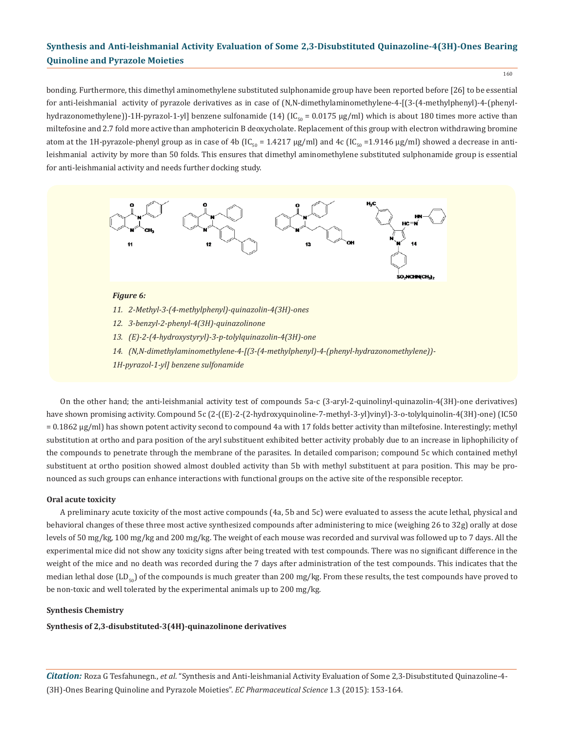bonding. Furthermore, this dimethyl aminomethylene substituted sulphonamide group have been reported before [26] to be essential for anti-leishmanial activity of pyrazole derivatives as in case of (N,N-dimethylaminomethylene-4-[(3-(4-methylphenyl)-4-(phenyl-hydrazonomethylene))-1H-pyrazol-1-yl] benzene sulfonamide (14) ($IC_{50}$ = 0.0175 µg/ml) which is about 180 times more active than miltefosine and 2.7 fold more active than amphotericin B deoxycholate. Replacement of this group with electron withdrawing bromine atom at the 1H-pyrazole-phenyl group as in case of 4b ($IC_{50}$ = 1.4217 µg/ml) and 4c ($IC_{50}$ =1.9146 µg/ml) showed a decrease in anti-leishmanial activity by more than 50 folds. This ensures that dimethyl aminomethylene substituted sulphonamide group is essential for anti-leishmanial activity and needs further docking study.

*Figure 6:*

*11. 2-Methyl-3-(4-methylphenyl)-quinazolin-4(3H)-ones*

*12. 3-benzyl-2-phenyl-4(3H)-quinazolinone*

*13. (E)-2-(4-hydroxystyryl)-3-p-tolylquinazolin-4(3H)-one*

*14. (N,N-dimethylaminomethylene-4-[(3-(4-methylphenyl)-4-(phenyl-hydrazonomethylene))-1H-pyrazol-1-yl] benzene sulfonamide*

On the other hand; the anti-leishmanial activity test of compounds 5a-c (3-aryl-2-quinolinyl-quinazolin-4(3H)-one derivatives) have shown promising activity. Compound 5c (2-((E)-2-(2-hydroxyquinoline-7-methyl-3-yl)vinyl)-3-o-tolylquinolin-4(3H)-one) (IC50 = 0.1862 µg/ml) has shown potent activity second to compound 4a with 17 folds better activity than miltefosine. Interestingly; methyl substitution at ortho and para position of the aryl substituent exhibited better activity probably due to an increase in liphophilicity of the compounds to penetrate through the membrane of the parasites. In detailed comparison; compound 5c which contained methyl substituent at ortho position showed almost doubled activity than 5b with methyl substituent at para position. This may be pronounced as such groups can enhance interactions with functional groups on the active site of the responsible receptor.

#### Oral acute toxicity

A preliminary acute toxicity of the most active compounds (4a, 5b and 5c) were evaluated to assess the acute lethal, physical and behavioral changes of these three most active synthesized compounds after administering to mice (weighing 26 to 32g) orally at dose levels of 50 mg/kg, 100 mg/kg and 200 mg/kg. The weight of each mouse was recorded and survival was followed up to 7 days. All the experimental mice did not show any toxicity signs after being treated with test compounds. There was no significant difference in the weight of the mice and no death was recorded during the 7 days after administration of the test compounds. This indicates that the median lethal dose ($LD_{50}$) of the compounds is much greater than 200 mg/kg. From these results, the test compounds have proved to be non-toxic and well tolerated by the experimental animals up to 200 mg/kg.

#### Synthesis Chemistry

#### Synthesis of 2,3-disubstituted-3(4H)-quinazolinone derivatives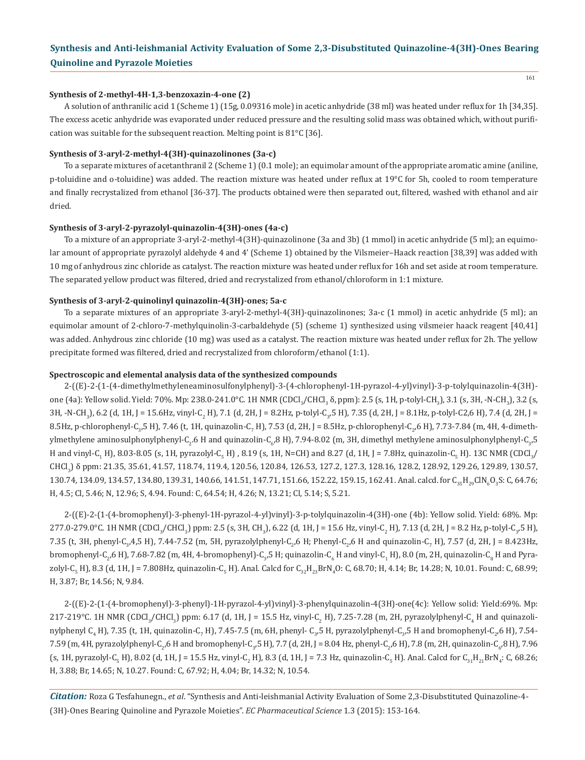#### Synthesis of 2-methyl-4H-1,3-benzoxazin-4-one (2)

A solution of anthranilic acid 1 (Scheme 1) (15g, 0.09316 mole) in acetic anhydride (38 ml) was heated under reflux for 1h [34,35]. The excess acetic anhydride was evaporated under reduced pressure and the resulting solid mass was obtained which, without purification was suitable for the subsequent reaction. Melting point is 81°C [36].

#### Synthesis of 3-aryl-2-methyl-4(3H)-quinazolinones (3a-c)

To a separate mixtures of acetanthranil 2 (Scheme 1) (0.1 mole); an equimolar amount of the appropriate aromatic amine (aniline, p-toluidine and o-toluidine) was added. The reaction mixture was heated under reflux at 19°C for 5h, cooled to room temperature and finally recrystalized from ethanol [36-37]. The products obtained were then separated out, filtered, washed with ethanol and air dried.

#### Synthesis of 3-aryl-2-pyrazolyl-quinazolin-4(3H)-ones (4a-c)

To a mixture of an appropriate 3-aryl-2-methyl-4(3H)-quinazolinone (3a and 3b) (1 mmol) in acetic anhydride (5 ml); an equimolar amount of appropriate pyrazolyl aldehyde 4 and 4' (Scheme 1) obtained by the Vilsmeier–Haack reaction [38,39] was added with 10 mg of anhydrous zinc chloride as catalyst. The reaction mixture was heated under reflux for 16h and set aside at room temperature. The separated yellow product was filtered, dried and recrystalized from ethanol/chloroform in 1:1 mixture.

#### Synthesis of 3-aryl-2-quinolinyl quinazolin-4(3H)-ones; 5a-c

To a separate mixtures of an appropriate 3-aryl-2-methyl-4(3H)-quinazolinones; 3a-c (1 mmol) in acetic anhydride (5 ml); an equimolar amount of 2-chloro-7-methylquinolin-3-carbaldehyde (5) (scheme 1) synthesized using vilsmeier haack reagent [40,41] was added. Anhydrous zinc chloride (10 mg) was used as a catalyst. The reaction mixture was heated under reflux for 2h. The yellow precipitate formed was filtered, dried and recrystalized from chloroform/ethanol (1:1).

#### Spectroscopic and elemental analysis data of the synthesized compounds

2-((E)-2-(1-(4-dimethylmethyleneaminosulfonylphenyl)-3-(4-chlorophenyl-1H-pyrazol-4-yl)vinyl)-3-p-tolylquinazolin-4(3H)-one (4a): Yellow solid. Yield: 70%. Mp: 238.0-241.0°C. 1H NMR ($CDCl_3$/$CHCl_3$ δ, ppm): 2.5 (s, 1H, p-tolyl-$CH_3$), 3.1 (s, 3H, -N-$CH_3$), 3.2 (s, 3H, -N-$CH_3$), 6.2 (d, 1H, J = 15.6Hz, vinyl-$C_2$ H), 7.1 (d, 2H, J = 8.2Hz, p-tolyl-$C_3$,5 H), 7.35 (d, 2H, J = 8.1Hz, p-tolyl-C2,6 H), 7.4 (d, 2H, J = 8.5Hz, p-chlorophenyl-$C_3$,5 H), 7.46 (t, 1H, quinazolin-$C_7$ H), 7.53 (d, 2H, J = 8.5Hz, p-chlorophenyl-$C_2$,6 H), 7.73-7.84 (m, 4H, 4-dimethylmethylene aminosulphonylphenyl-$C_2$.6 H and quinazolin-$C_6$,8 H), 7.94-8.02 (m, 3H, dimethyl methylene aminosulphonylphenyl-$C_3$,5 H and vinyl-$C_1$ H), 8.03-8.05 (s, 1H, pyrazolyl-$C_5$ H) , 8.19 (s, 1H, N=CH) and 8.27 (d, 1H, J = 7.8Hz, quinazolin-$C_5$ H). 13C NMR ($CDCl_3$/$CHCl_3$) δ ppm: 21.35, 35.61, 41.57, 118.74, 119.4, 120.56, 120.84, 126.53, 127.2, 127.3, 128.16, 128.2, 128.92, 129.26, 129.89, 130.57, 130.74, 134.09, 134.57, 134.80, 139.31, 140.66, 141.51, 147.71, 151.66, 152.22, 159.15, 162.41. Anal. calcd. for $C_{35}H_{29}ClN_6O_3S$: C, 64.76; H, 4.5; Cl, 5.46; N, 12.96; S, 4.94. Found: C, 64.54; H, 4.26; N, 13.21; Cl, 5.14; S, 5.21.

2-((E)-2-(1-(4-bromophenyl)-3-phenyl-1H-pyrazol-4-yl)vinyl)-3-p-tolylquinazolin-4(3H)-one (4b): Yellow solid. Yield: 68%. Mp: 277.0-279.0°C. 1H NMR ($CDCl_3$/$CHCl_3$) ppm: 2.5 (s, 3H, $CH_3$), 6.22 (d, 1H, J = 15.6 Hz, vinyl-$C_2$ H), 7.13 (d, 2H, J = 8.2 Hz, p-tolyl-$C_3$,5 H), 7.35 (t, 3H, phenyl-$C_3$,4,5 H), 7.44-7.52 (m, 5H, pyrazolylphenyl-$C_2$,6 H; Phenyl-$C_2$,6 H and quinazolin-$C_7$ H), 7.57 (d, 2H, J = 8.423Hz, bromophenyl-$C_2$,6 H), 7.68-7.82 (m, 4H, 4-bromophenyl)-$C_3$,5 H; quinazolin-$C_6$ H and vinyl-$C_1$ H), 8.0 (m, 2H, quinazolin-$C_8$ H and Pyrazolyl-$C_5$ H), 8.3 (d, 1H, J = 7.808Hz, quinazolin-$C_5$ H). Anal. Calcd for $C_{32}H_{23}BrN_4O$: C, 68.70; H, 4.14; Br, 14.28; N, 10.01. Found: C, 68.99; H, 3.87; Br, 14.56; N, 9.84.

2-((E)-2-(1-(4-bromophenyl)-3-phenyl)-1H-pyrazol-4-yl)vinyl)-3-phenylquinazolin-4(3H)-one(4c): Yellow solid: Yield:69%. Mp: 217-219°C. 1H NMR ($CDCl_3$/$CHCl_3$) ppm: 6.17 (d, 1H, J = 15.5 Hz, vinyl-$C_2$ H), 7.25-7.28 (m, 2H, pyrazolylphenyl-$C_4$ H and quinazolinylphenyl $C_4$ H), 7.35 (t, 1H, quinazolin-$C_7$ H), 7.45-7.5 (m, 6H, phenyl- $C_3$,5 H, pyrazolylphenyl-$C_3$,5 H and bromophenyl-$C_2$,6 H), 7.54-7.59 (m, 4H, pyrazolylphenyl-$C_2$,6 H and bromophenyl-$C_3$,5 H), 7.7 (d, 2H, J = 8.04 Hz, phenyl-$C_2$,6 H), 7.8 (m, 2H, quinazolin-$C_6$,8 H), 7.96 (s, 1H, pyrazolyl-$C_5$ H), 8.02 (d, 1H, J = 15.5 Hz, vinyl-$C_2$ H), 8.3 (d, 1H, J = 7.3 Hz, quinazolin-$C_5$ H). Anal. Calcd for $C_{31}H_{21}BrN_4$: C, 68.26; H, 3.88; Br, 14.65; N, 10.27. Found: C, 67.92; H, 4.04; Br, 14.32; N, 10.54.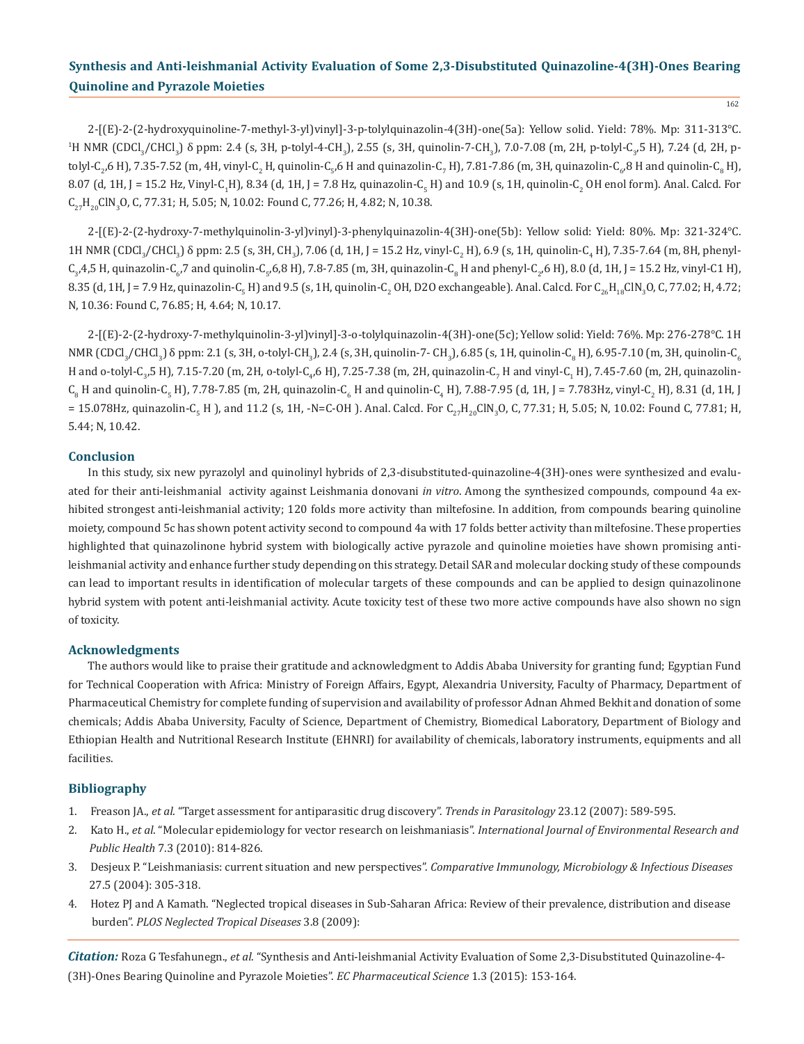2-[(E)-2-(2-hydroxyquinoline-7-methyl-3-yl)vinyl]-3-p-tolylquinazolin-4(3H)-one(5a): Yellow solid. Yield: 78%. Mp: 311-313°C. $^{1}$H NMR ($CDCl_3$/$CHCl_3$) δ ppm: 2.4 (s, 3H, p-tolyl-4-$CH_3$), 2.55 (s, 3H, quinolin-7-$CH_3$), 7.0-7.08 (m, 2H, p-tolyl-$C_3$,5 H), 7.24 (d, 2H, p-tolyl-$C_2$,6 H), 7.35-7.52 (m, 4H, vinyl-$C_2$ H, quinolin-$C_5$,6 H and quinazolin-$C_7$ H), 7.81-7.86 (m, 3H, quinazolin-$C_6$,8 H and quinolin-$C_8$ H), 8.07 (d, 1H, J = 15.2 Hz, Vinyl-$C_1$H), 8.34 (d, 1H, J = 7.8 Hz, quinazolin-$C_5$ H) and 10.9 (s, 1H, quinolin-$C_2$ OH enol form). Anal. Calcd. For $C_{27}H_{20}ClN_3O$, C, 77.31; H, 5.05; N, 10.02: Found C, 77.26; H, 4.82; N, 10.38.

2-[(E)-2-(2-hydroxy-7-methylquinolin-3-yl)vinyl)-3-phenylquinazolin-4(3H)-one(5b): Yellow solid: Yield: 80%. Mp: 321-324°C. 1H NMR ($CDCl_3$/$CHCl_3$) δ ppm: 2.5 (s, 3H, $CH_3$), 7.06 (d, 1H, J = 15.2 Hz, vinyl-$C_2$ H), 6.9 (s, 1H, quinolin-$C_4$ H), 7.35-7.64 (m, 8H, phenyl-$C_3$,4,5 H, quinazolin-$C_6$,7 and quinolin-$C_5$,6,8 H), 7.8-7.85 (m, 3H, quinazolin-$C_8$ H and phenyl-$C_2$,6 H), 8.0 (d, 1H, J = 15.2 Hz, vinyl-C1 H), 8.35 (d, 1H, J = 7.9 Hz, quinazolin-$C_5$ H) and 9.5 (s, 1H, quinolin-$C_2$ OH, D2O exchangeable). Anal. Calcd. For $C_{26}H_{18}ClN_3O$, C, 77.02; H, 4.72; N, 10.36: Found C, 76.85; H, 4.64; N, 10.17.

2-[(E)-2-(2-hydroxy-7-methylquinolin-3-yl)vinyl]-3-o-tolylquinazolin-4(3H)-one(5c); Yellow solid: Yield: 76%. Mp: 276-278°C. 1H NMR ($CDCl_3$/$CHCl_3$) δ ppm: 2.1 (s, 3H, o-tolyl-$CH_3$), 2.4 (s, 3H, quinolin-7- $CH_3$), 6.85 (s, 1H, quinolin-$C_8$ H), 6.95-7.10 (m, 3H, quinolin-$C_6$ H and o-tolyl-$C_3$,5 H), 7.15-7.20 (m, 2H, o-tolyl-$C_4$,6 H), 7.25-7.38 (m, 2H, quinazolin-$C_7$ H and vinyl-$C_1$ H), 7.45-7.60 (m, 2H, quinazolin-$C_8$ H and quinolin-$C_5$ H), 7.78-7.85 (m, 2H, quinazolin-$C_6$ H and quinolin-$C_4$ H), 7.88-7.95 (d, 1H, J = 7.783Hz, vinyl-$C_2$ H), 8.31 (d, 1H, J = 15.078Hz, quinazolin-$C_5$ H ), and 11.2 (s, 1H, -N=C-OH ). Anal. Calcd. For $C_{27}H_{20}ClN_3O$, C, 77.31; H, 5.05; N, 10.02: Found C, 77.81; H, 5.44; N, 10.42.

## Conclusion

In this study, six new pyrazolyl and quinolinyl hybrids of 2,3-disubstituted-quinazoline-4(3H)-ones were synthesized and evaluated for their anti-leishmanial activity against Leishmania donovani *in vitro*. Among the synthesized compounds, compound 4a exhibited strongest anti-leishmanial activity; 120 folds more activity than miltefosine. In addition, from compounds bearing quinoline moiety, compound 5c has shown potent activity second to compound 4a with 17 folds better activity than miltefosine. These properties highlighted that quinazolinone hybrid system with biologically active pyrazole and quinoline moieties have shown promising anti-leishmanial activity and enhance further study depending on this strategy. Detail SAR and molecular docking study of these compounds can lead to important results in identification of molecular targets of these compounds and can be applied to design quinazolinone hybrid system with potent anti-leishmanial activity. Acute toxicity test of these two more active compounds have also shown no sign of toxicity.

## Acknowledgments

The authors would like to praise their gratitude and acknowledgment to Addis Ababa University for granting fund; Egyptian Fund for Technical Cooperation with Africa: Ministry of Foreign Affairs, Egypt, Alexandria University, Faculty of Pharmacy, Department of Pharmaceutical Chemistry for complete funding of supervision and availability of professor Adnan Ahmed Bekhit and donation of some chemicals; Addis Ababa University, Faculty of Science, Department of Chemistry, Biomedical Laboratory, Department of Biology and Ethiopian Health and Nutritional Research Institute (EHNRI) for availability of chemicals, laboratory instruments, equipments and all facilities.

## Bibliography

1. Freason JA., *et al*. "Target assessment for antiparasitic drug discovery". *Trends in Parasitology* 23.12 (2007): 589-595.
2. Kato H., *et al*. "Molecular epidemiology for vector research on leishmaniasis". *International Journal of Environmental Research and Public Health* 7.3 (2010): 814-826.
3. Desjeux P. "Leishmaniasis: current situation and new perspectives". *Comparative Immunology, Microbiology & Infectious Diseases* 27.5 (2004): 305-318.
4. Hotez PJ and A Kamath. "Neglected tropical diseases in Sub-Saharan Africa: Review of their prevalence, distribution and disease burden". *PLOS Neglected Tropical Diseases* 3.8 (2009):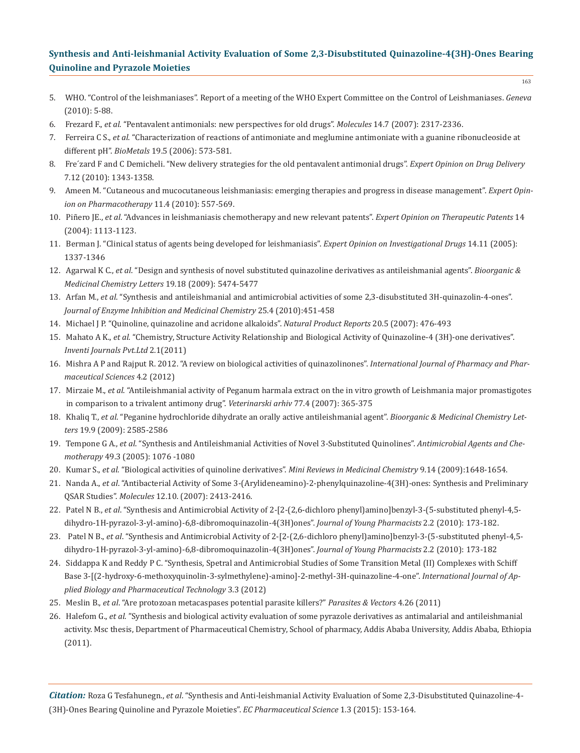5. WHO. "Control of the leishmaniases". Report of a meeting of the WHO Expert Committee on the Control of Leishmaniases. *Geneva* (2010): 5-88.
6. Frezard F., *et al*. "Pentavalent antimonials: new perspectives for old drugs". *Molecules* 14.7 (2007): 2317-2336.
7. Ferreira C S., *et al*. "Characterization of reactions of antimoniate and meglumine antimoniate with a guanine ribonucleoside at different pH". *BioMetals* 19.5 (2006): 573-581.
8. Fre´zard F and C Demicheli. "New delivery strategies for the old pentavalent antimonial drugs". *Expert Opinion on Drug Delivery* 7.12 (2010): 1343-1358.
9. Ameen M. "Cutaneous and mucocutaneous leishmaniasis: emerging therapies and progress in disease management". *Expert Opinion on Pharmacotherapy* 11.4 (2010): 557-569.
10. Piñero JE., *et al*. "Advances in leishmaniasis chemotherapy and new relevant patents". *Expert Opinion on Therapeutic Patents* 14 (2004): 1113-1123.
11. Berman J. "Clinical status of agents being developed for leishmaniasis". *Expert Opinion on Investigational Drugs* 14.11 (2005): 1337-1346
12. Agarwal K C., *et al*. "Design and synthesis of novel substituted quinazoline derivatives as antileishmanial agents". *Bioorganic & Medicinal Chemistry Letters* 19.18 (2009): 5474-5477
13. Arfan M., *et al*. "Synthesis and antileishmanial and antimicrobial activities of some 2,3-disubstituted 3H-quinazolin-4-ones". *Journal of Enzyme Inhibition and Medicinal Chemistry* 25.4 (2010):451-458
14. Michael J P. "Quinoline, quinazoline and acridone alkaloids". *Natural Product Reports* 20.5 (2007): 476-493
15. Mahato A K., *et al*. "Chemistry, Structure Activity Relationship and Biological Activity of Quinazoline-4 (3H)-one derivatives". *Inventi Journals Pvt.Ltd* 2.1(2011)
16. Mishra A P and Rajput R. 2012. "A review on biological activities of quinazolinones". *International Journal of Pharmacy and Pharmaceutical Sciences* 4.2 (2012)
17. Mirzaie M., *et al*. "Antileishmanial activity of Peganum harmala extract on the in vitro growth of Leishmania major promastigotes in comparison to a trivalent antimony drug". *Veterinarski arhiv* 77.4 (2007): 365-375
18. Khaliq T., *et al*. "Peganine hydrochloride dihydrate an orally active antileishmanial agent". *Bioorganic & Medicinal Chemistry Letters* 19.9 (2009): 2585-2586
19. Tempone G A., *et al*. "Synthesis and Antileishmanial Activities of Novel 3-Substituted Quinolines". *Antimicrobial Agents and Chemotherapy* 49.3 (2005): 1076 -1080
20. Kumar S., *et al*. "Biological activities of quinoline derivatives". *Mini Reviews in Medicinal Chemistry* 9.14 (2009):1648-1654.
21. Nanda A., *et al*. "Antibacterial Activity of Some 3-(Arylideneamino)-2-phenylquinazoline-4(3H)-ones: Synthesis and Preliminary QSAR Studies". *Molecules* 12.10. (2007): 2413-2416.
22. Patel N B., *et al*. "Synthesis and Antimicrobial Activity of 2-[2-(2,6-dichloro phenyl)amino]benzyl-3-(5-substituted phenyl-4,5-dihydro-1H-pyrazol-3-yl-amino)-6,8-dibromoquinazolin-4(3H)ones". *Journal of Young Pharmacists* 2.2 (2010): 173-182.
23. Patel N B., *et al*. "Synthesis and Antimicrobial Activity of 2-[2-(2,6-dichloro phenyl)amino]benzyl-3-(5-substituted phenyl-4,5-dihydro-1H-pyrazol-3-yl-amino)-6,8-dibromoquinazolin-4(3H)ones". *Journal of Young Pharmacists* 2.2 (2010): 173-182
24. Siddappa K and Reddy P C. "Synthesis, Spetral and Antimicrobial Studies of Some Transition Metal (II) Complexes with Schiff Base 3-[(2-hydroxy-6-methoxyquinolin-3-sylmethylene)-amino]-2-methyl-3H-quinazoline-4-one". *International Journal of Applied Biology and Pharmaceutical Technology* 3.3 (2012)
25. Meslin B., *et al*. "Are protozoan metacaspases potential parasite killers?" *Parasites & Vectors* 4.26 (2011)
26. Halefom G., *et al*. "Synthesis and biological activity evaluation of some pyrazole derivatives as antimalarial and antileishmanial activity. Msc thesis, Department of Pharmaceutical Chemistry, School of pharmacy, Addis Ababa University, Addis Ababa, Ethiopia (2011).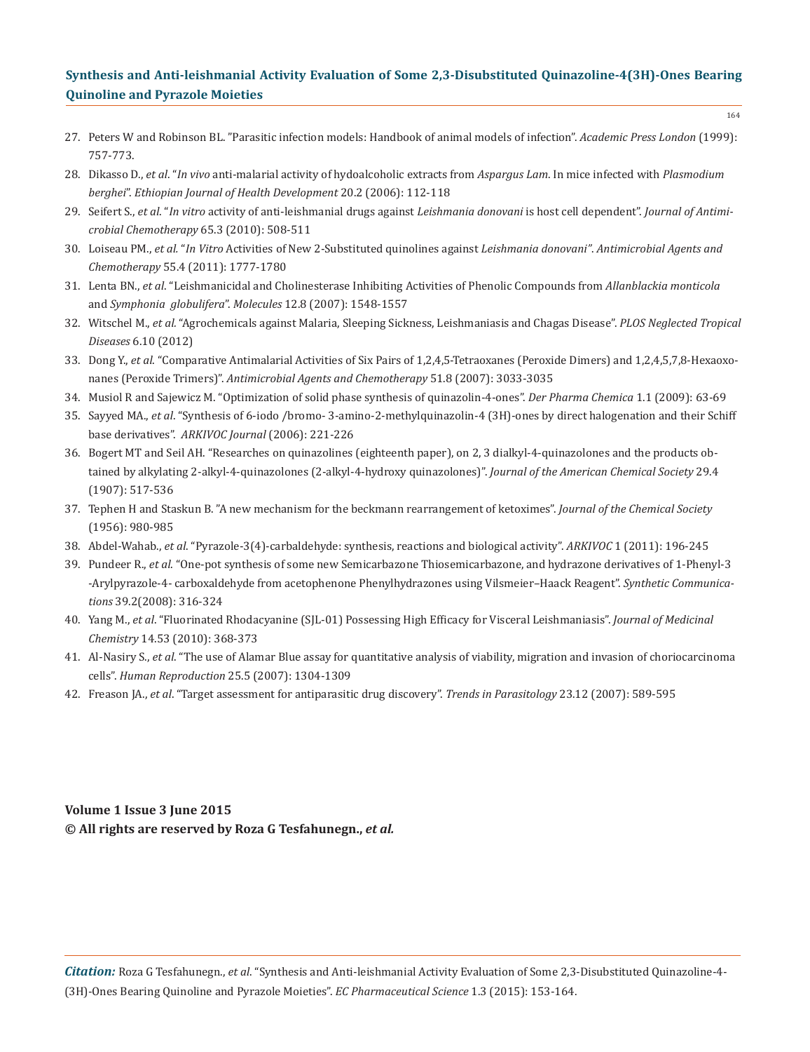27. Peters W and Robinson BL. "Parasitic infection models: Handbook of animal models of infection". *Academic Press London* (1999): 757-773.
28. Dikasso D., *et al*. "*In vivo* anti-malarial activity of hydoalcoholic extracts from *Aspargus Lam*. In mice infected with *Plasmodium berghei*". *Ethiopian Journal of Health Development* 20.2 (2006): 112-118
29. Seifert S., *et al*. "*In vitro* activity of anti-leishmanial drugs against *Leishmania donovani* is host cell dependent". *Journal of Antimicrobial Chemotherapy* 65.3 (2010): 508-511
30. Loiseau PM., *et al*. "*In Vitro* Activities of New 2-Substituted quinolines against *Leishmania donovani"*. *Antimicrobial Agents and Chemotherapy* 55.4 (2011): 1777-1780
31. Lenta BN., *et al*. "Leishmanicidal and Cholinesterase Inhibiting Activities of Phenolic Compounds from *Allanblackia monticola* and *Symphonia globulifera*". *Molecules* 12.8 (2007): 1548-1557
32. Witschel M., *et al*. "Agrochemicals against Malaria, Sleeping Sickness, Leishmaniasis and Chagas Disease". *PLOS Neglected Tropical Diseases* 6.10 (2012)
33. Dong Y., *et al*. "Comparative Antimalarial Activities of Six Pairs of 1,2,4,5-Tetraoxanes (Peroxide Dimers) and 1,2,4,5,7,8-Hexaoxonanes (Peroxide Trimers)". *Antimicrobial Agents and Chemotherapy* 51.8 (2007): 3033-3035
34. Musiol R and Sajewicz M. "Optimization of solid phase synthesis of quinazolin-4-ones". *Der Pharma Chemica* 1.1 (2009): 63-69
35. Sayyed MA., *et al*. "Synthesis of 6-iodo /bromo- 3-amino-2-methylquinazolin-4 (3H)-ones by direct halogenation and their Schiff base derivatives". *ARKIVOC Journal* (2006): 221-226
36. Bogert MT and Seil AH. "Researches on quinazolines (eighteenth paper), on 2, 3 dialkyl-4-quinazolones and the products obtained by alkylating 2-alkyl-4-quinazolones (2-alkyl-4-hydroxy quinazolones)". *Journal of the American Chemical Society* 29.4 (1907): 517-536
37. Tephen H and Staskun B. "A new mechanism for the beckmann rearrangement of ketoximes". *Journal of the Chemical Society* (1956): 980-985
38. Abdel-Wahab., *et al*. "Pyrazole-3(4)-carbaldehyde: synthesis, reactions and biological activity". *ARKIVOC* 1 (2011): 196-245
39. Pundeer R., *et al*. "One-pot synthesis of some new Semicarbazone Thiosemicarbazone, and hydrazone derivatives of 1-Phenyl-3 -Arylpyrazole-4- carboxaldehyde from acetophenone Phenylhydrazones using Vilsmeier–Haack Reagent". *Synthetic Communications* 39.2(2008): 316-324
40. Yang M., *et al*. "Fluorinated Rhodacyanine (SJL-01) Possessing High Efficacy for Visceral Leishmaniasis". *Journal of Medicinal Chemistry* 14.53 (2010): 368-373
41. Al-Nasiry S., *et al*. "The use of Alamar Blue assay for quantitative analysis of viability, migration and invasion of choriocarcinoma cells". *Human Reproduction* 25.5 (2007): 1304-1309
42. Freason JA., *et al*. "Target assessment for antiparasitic drug discovery". *Trends in Parasitology* 23.12 (2007): 589-595

**Volume 1 Issue 3 June 2015**
**© All rights are reserved by Roza G Tesfahunegn., *et al.***